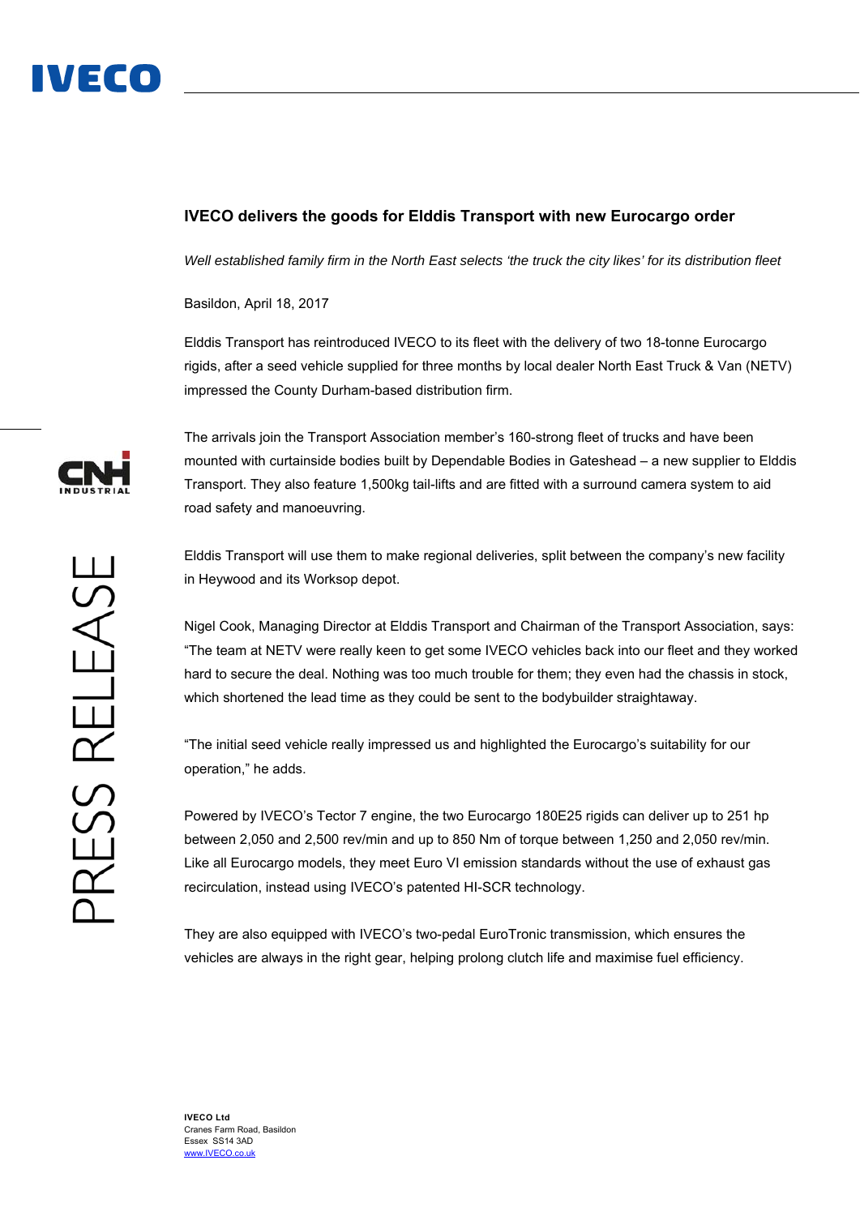# IVECO delivers the goods for Elddis Transport with new Eurocargo order

*Well established family firm in the North East selects 'the truck the city likes' for its distribution fleet*

Basildon, April 18, 2017

Elddis Transport has reintroduced IVECO to its fleet with the delivery of two 18-tonne Eurocargo rigids, after a seed vehicle supplied for three months by local dealer North East Truck & Van (NETV) impressed the County Durham-based distribution firm.

The arrivals join the Transport Association member's 160-strong fleet of trucks and have been mounted with curtainside bodies built by Dependable Bodies in Gateshead – a new supplier to Elddis Transport. They also feature 1,500kg tail-lifts and are fitted with a surround camera system to aid road safety and manoeuvring.

Elddis Transport will use them to make regional deliveries, split between the company's new facility in Heywood and its Worksop depot.

Nigel Cook, Managing Director at Elddis Transport and Chairman of the Transport Association, says: "The team at NETV were really keen to get some IVECO vehicles back into our fleet and they worked hard to secure the deal. Nothing was too much trouble for them; they even had the chassis in stock, which shortened the lead time as they could be sent to the bodybuilder straightaway.

"The initial seed vehicle really impressed us and highlighted the Eurocargo's suitability for our operation," he adds.

Powered by IVECO's Tector 7 engine, the two Eurocargo 180E25 rigids can deliver up to 251 hp between 2,050 and 2,500 rev/min and up to 850 Nm of torque between 1,250 and 2,050 rev/min. Like all Eurocargo models, they meet Euro VI emission standards without the use of exhaust gas recirculation, instead using IVECO's patented HI-SCR technology.

They are also equipped with IVECO's two-pedal EuroTronic transmission, which ensures the vehicles are always in the right gear, helping prolong clutch life and maximise fuel efficiency.

**IVECO Ltd**
Cranes Farm Road, Basildon
Essex SS14 3AD
www.IVECO.co.uk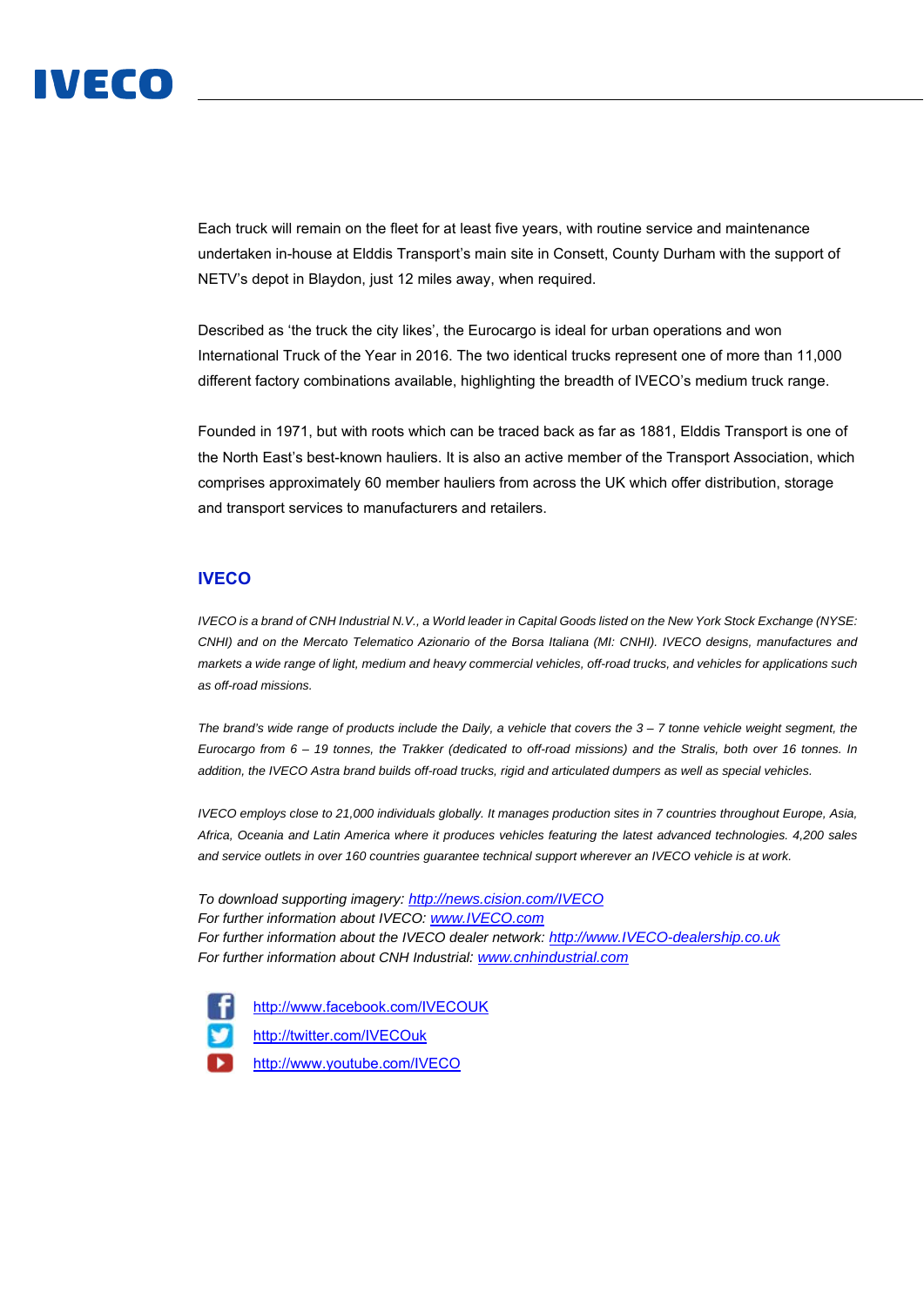Each truck will remain on the fleet for at least five years, with routine service and maintenance undertaken in-house at Elddis Transport's main site in Consett, County Durham with the support of NETV's depot in Blaydon, just 12 miles away, when required.

Described as 'the truck the city likes', the Eurocargo is ideal for urban operations and won International Truck of the Year in 2016. The two identical trucks represent one of more than 11,000 different factory combinations available, highlighting the breadth of IVECO's medium truck range.

Founded in 1971, but with roots which can be traced back as far as 1881, Elddis Transport is one of the North East's best-known hauliers. It is also an active member of the Transport Association, which comprises approximately 60 member hauliers from across the UK which offer distribution, storage and transport services to manufacturers and retailers.

## IVECO

*IVECO is a brand of CNH Industrial N.V., a World leader in Capital Goods listed on the New York Stock Exchange (NYSE: CNHI) and on the Mercato Telematico Azionario of the Borsa Italiana (MI: CNHI). IVECO designs, manufactures and markets a wide range of light, medium and heavy commercial vehicles, off-road trucks, and vehicles for applications such as off-road missions.*

*The brand's wide range of products include the Daily, a vehicle that covers the 3 – 7 tonne vehicle weight segment, the Eurocargo from 6 – 19 tonnes, the Trakker (dedicated to off-road missions) and the Stralis, both over 16 tonnes. In addition, the IVECO Astra brand builds off-road trucks, rigid and articulated dumpers as well as special vehicles.*

*IVECO employs close to 21,000 individuals globally. It manages production sites in 7 countries throughout Europe, Asia, Africa, Oceania and Latin America where it produces vehicles featuring the latest advanced technologies. 4,200 sales and service outlets in over 160 countries guarantee technical support wherever an IVECO vehicle is at work.*

*To download supporting imagery: http://news.cision.com/IVECO*
*For further information about IVECO: www.IVECO.com*
*For further information about the IVECO dealer network: http://www.IVECO-dealership.co.uk*
*For further information about CNH Industrial: www.cnhindustrial.com*

http://www.facebook.com/IVECOUK
http://twitter.com/IVECOuk
http://www.youtube.com/IVECO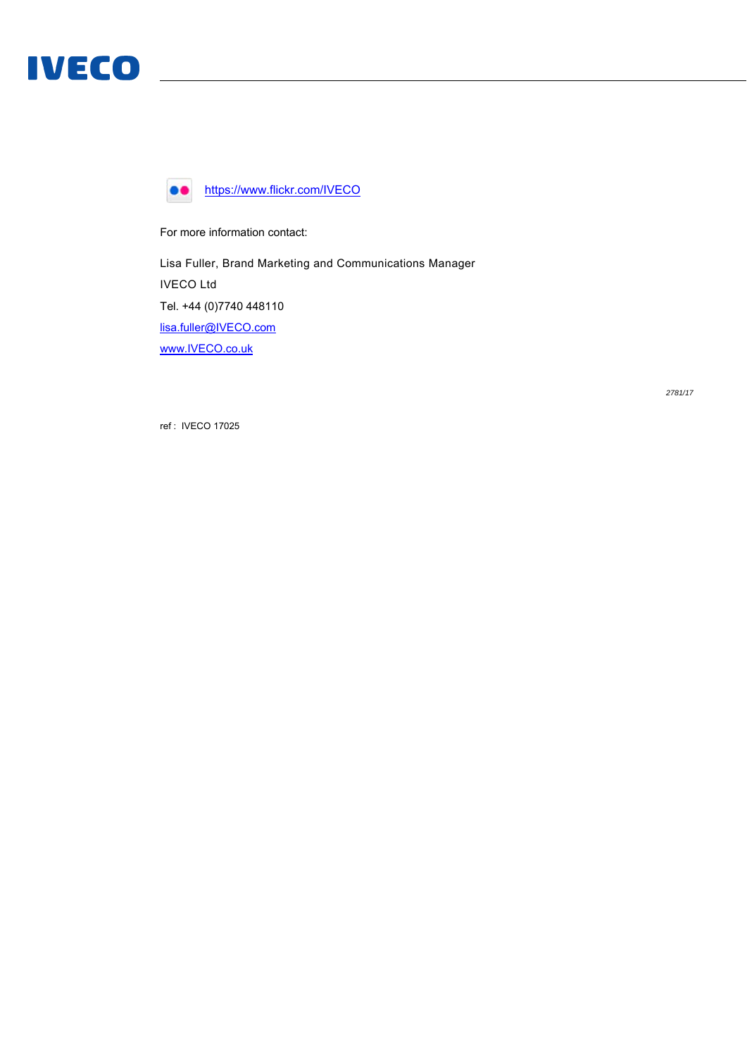https://www.flickr.com/IVECO

For more information contact:

Lisa Fuller, Brand Marketing and Communications Manager

IVECO Ltd

Tel. +44 (0)7740 448110

lisa.fuller@IVECO.com

www.IVECO.co.uk

*2781/17*

ref : IVECO 17025